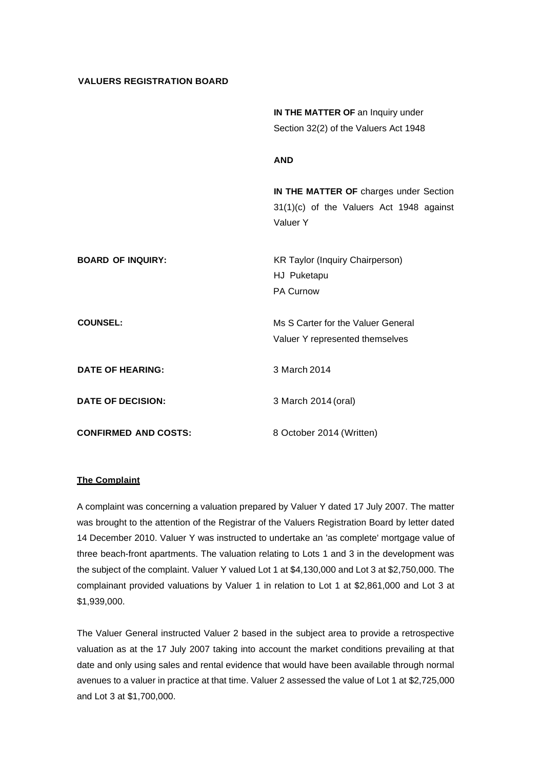**VALUERS REGISTRATION BOARD**

**IN THE MATTER OF** an Inquiry under Section 32(2) of the Valuers Act 1948

**AND**

**IN THE MATTER OF** charges under Section 31(1)(c) of the Valuers Act 1948 against Valuer Y

**BOARD OF INQUIRY:** KR Taylor (Inquiry Chairperson)
HJ Puketapu
PA Curnow

**COUNSEL:** Ms S Carter for the Valuer General
Valuer Y represented themselves

**DATE OF HEARING:** 3 March 2014

**DATE OF DECISION:** 3 March 2014 (oral)

**CONFIRMED AND COSTS:** 8 October 2014 (Written)

**The Complaint**

A complaint was concerning a valuation prepared by Valuer Y dated 17 July 2007. The matter was brought to the attention of the Registrar of the Valuers Registration Board by letter dated 14 December 2010. Valuer Y was instructed to undertake an 'as complete' mortgage value of three beach-front apartments. The valuation relating to Lots 1 and 3 in the development was the subject of the complaint. Valuer Y valued Lot 1 at $4,130,000 and Lot 3 at $2,750,000. The complainant provided valuations by Valuer 1 in relation to Lot 1 at $2,861,000 and Lot 3 at $1,939,000.

The Valuer General instructed Valuer 2 based in the subject area to provide a retrospective valuation as at the 17 July 2007 taking into account the market conditions prevailing at that date and only using sales and rental evidence that would have been available through normal avenues to a valuer in practice at that time. Valuer 2 assessed the value of Lot 1 at $2,725,000 and Lot 3 at $1,700,000.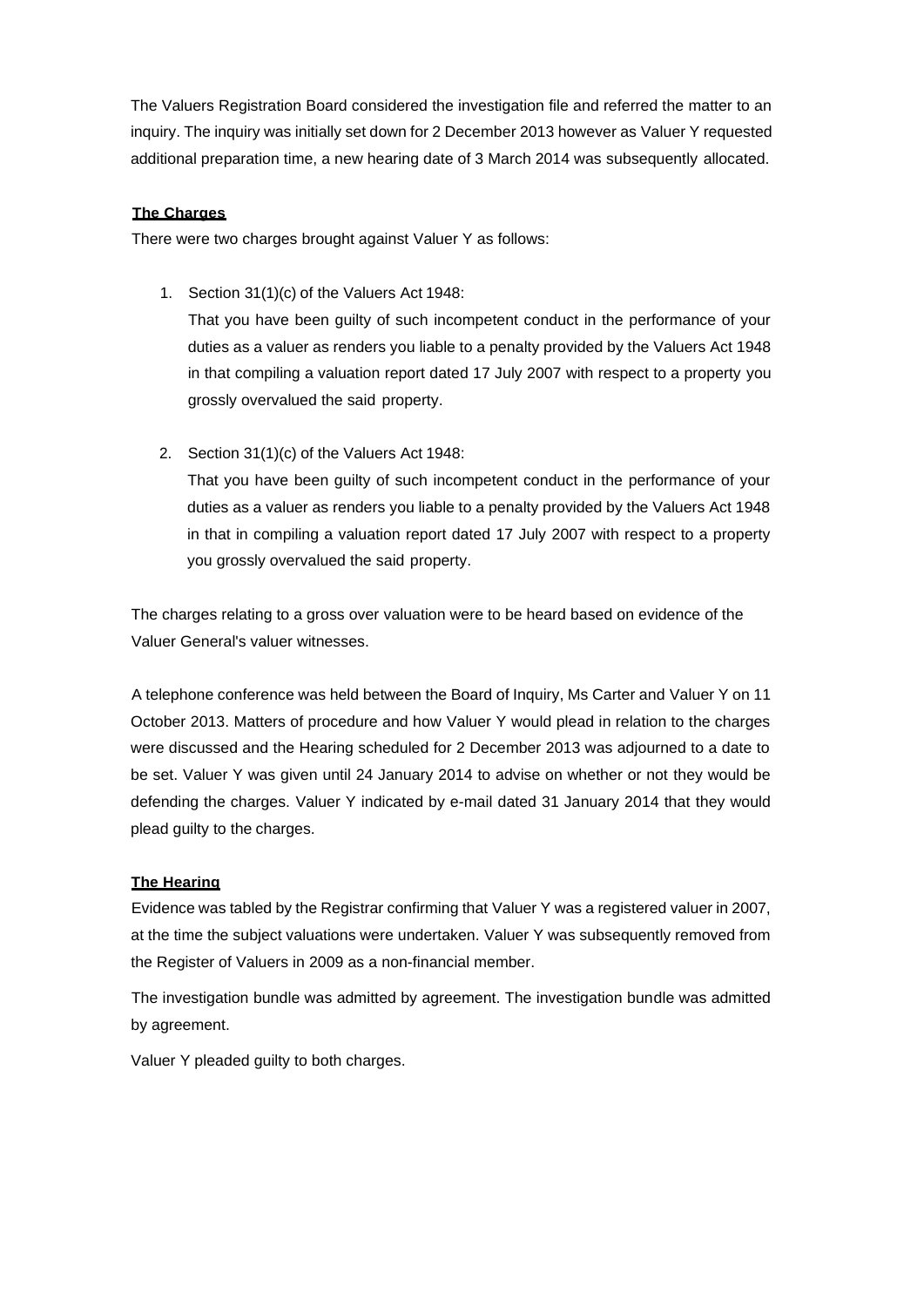The Valuers Registration Board considered the investigation file and referred the matter to an inquiry. The inquiry was initially set down for 2 December 2013 however as Valuer Y requested additional preparation time, a new hearing date of 3 March 2014 was subsequently allocated.

**The Charges**

There were two charges brought against Valuer Y as follows:

1. Section 31(1)(c) of the Valuers Act 1948:

   That you have been guilty of such incompetent conduct in the performance of your duties as a valuer as renders you liable to a penalty provided by the Valuers Act 1948 in that compiling a valuation report dated 17 July 2007 with respect to a property you grossly overvalued the said property.

2. Section 31(1)(c) of the Valuers Act 1948:

   That you have been guilty of such incompetent conduct in the performance of your duties as a valuer as renders you liable to a penalty provided by the Valuers Act 1948 in that in compiling a valuation report dated 17 July 2007 with respect to a property you grossly overvalued the said property.

The charges relating to a gross over valuation were to be heard based on evidence of the Valuer General's valuer witnesses.

A telephone conference was held between the Board of Inquiry, Ms Carter and Valuer Y on 11 October 2013. Matters of procedure and how Valuer Y would plead in relation to the charges were discussed and the Hearing scheduled for 2 December 2013 was adjourned to a date to be set. Valuer Y was given until 24 January 2014 to advise on whether or not they would be defending the charges. Valuer Y indicated by e-mail dated 31 January 2014 that they would plead guilty to the charges.

**The Hearing**

Evidence was tabled by the Registrar confirming that Valuer Y was a registered valuer in 2007, at the time the subject valuations were undertaken. Valuer Y was subsequently removed from the Register of Valuers in 2009 as a non-financial member.

The investigation bundle was admitted by agreement. The investigation bundle was admitted by agreement.

Valuer Y pleaded guilty to both charges.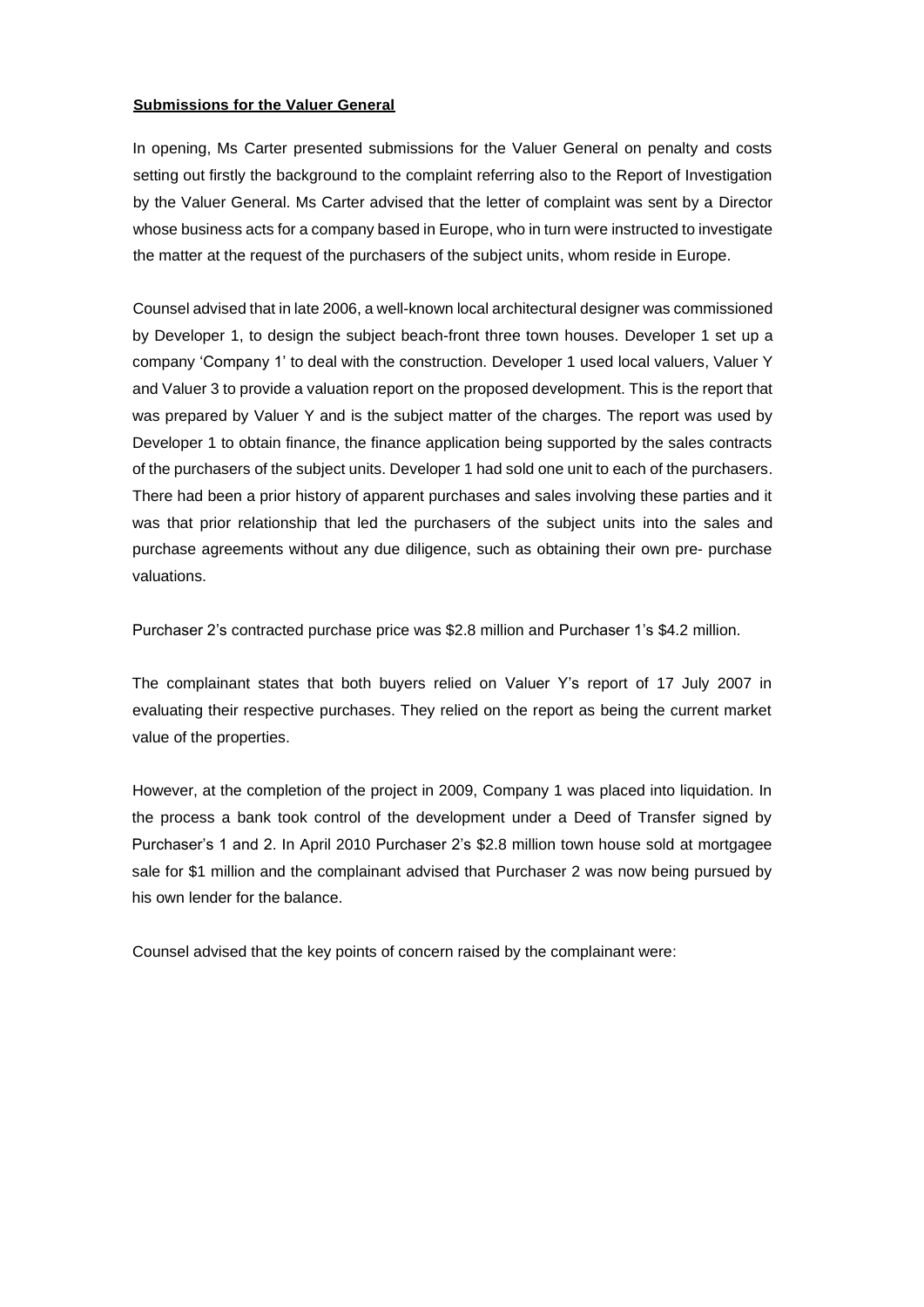**Submissions for the Valuer General**

In opening, Ms Carter presented submissions for the Valuer General on penalty and costs setting out firstly the background to the complaint referring also to the Report of Investigation by the Valuer General. Ms Carter advised that the letter of complaint was sent by a Director whose business acts for a company based in Europe, who in turn were instructed to investigate the matter at the request of the purchasers of the subject units, whom reside in Europe.

Counsel advised that in late 2006, a well-known local architectural designer was commissioned by Developer 1, to design the subject beach-front three town houses. Developer 1 set up a company 'Company 1' to deal with the construction. Developer 1 used local valuers, Valuer Y and Valuer 3 to provide a valuation report on the proposed development. This is the report that was prepared by Valuer Y and is the subject matter of the charges. The report was used by Developer 1 to obtain finance, the finance application being supported by the sales contracts of the purchasers of the subject units. Developer 1 had sold one unit to each of the purchasers. There had been a prior history of apparent purchases and sales involving these parties and it was that prior relationship that led the purchasers of the subject units into the sales and purchase agreements without any due diligence, such as obtaining their own pre- purchase valuations.

Purchaser 2's contracted purchase price was $2.8 million and Purchaser 1's $4.2 million.

The complainant states that both buyers relied on Valuer Y's report of 17 July 2007 in evaluating their respective purchases. They relied on the report as being the current market value of the properties.

However, at the completion of the project in 2009, Company 1 was placed into liquidation. In the process a bank took control of the development under a Deed of Transfer signed by Purchaser's 1 and 2. In April 2010 Purchaser 2's $2.8 million town house sold at mortgagee sale for $1 million and the complainant advised that Purchaser 2 was now being pursued by his own lender for the balance.

Counsel advised that the key points of concern raised by the complainant were: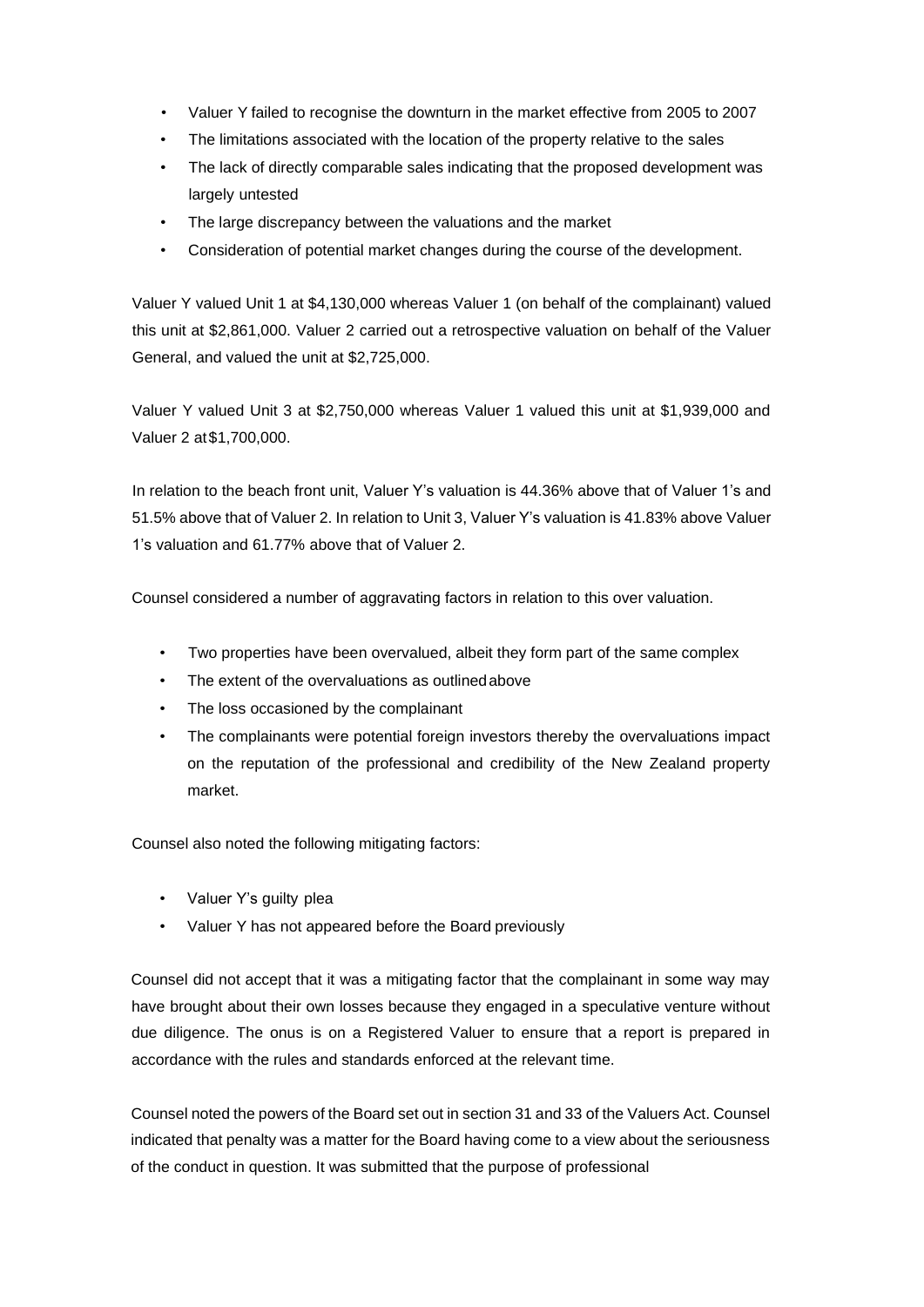- Valuer Y failed to recognise the downturn in the market effective from 2005 to 2007
- The limitations associated with the location of the property relative to the sales
- The lack of directly comparable sales indicating that the proposed development was largely untested
- The large discrepancy between the valuations and the market
- Consideration of potential market changes during the course of the development.

Valuer Y valued Unit 1 at $4,130,000 whereas Valuer 1 (on behalf of the complainant) valued this unit at $2,861,000. Valuer 2 carried out a retrospective valuation on behalf of the Valuer General, and valued the unit at $2,725,000.

Valuer Y valued Unit 3 at $2,750,000 whereas Valuer 1 valued this unit at $1,939,000 and Valuer 2 at $1,700,000.

In relation to the beach front unit, Valuer Y's valuation is 44.36% above that of Valuer 1's and 51.5% above that of Valuer 2. In relation to Unit 3, Valuer Y's valuation is 41.83% above Valuer 1's valuation and 61.77% above that of Valuer 2.

Counsel considered a number of aggravating factors in relation to this over valuation.

- Two properties have been overvalued, albeit they form part of the same complex
- The extent of the overvaluations as outlined above
- The loss occasioned by the complainant
- The complainants were potential foreign investors thereby the overvaluations impact on the reputation of the professional and credibility of the New Zealand property market.

Counsel also noted the following mitigating factors:

- Valuer Y's guilty plea
- Valuer Y has not appeared before the Board previously

Counsel did not accept that it was a mitigating factor that the complainant in some way may have brought about their own losses because they engaged in a speculative venture without due diligence. The onus is on a Registered Valuer to ensure that a report is prepared in accordance with the rules and standards enforced at the relevant time.

Counsel noted the powers of the Board set out in section 31 and 33 of the Valuers Act. Counsel indicated that penalty was a matter for the Board having come to a view about the seriousness of the conduct in question. It was submitted that the purpose of professional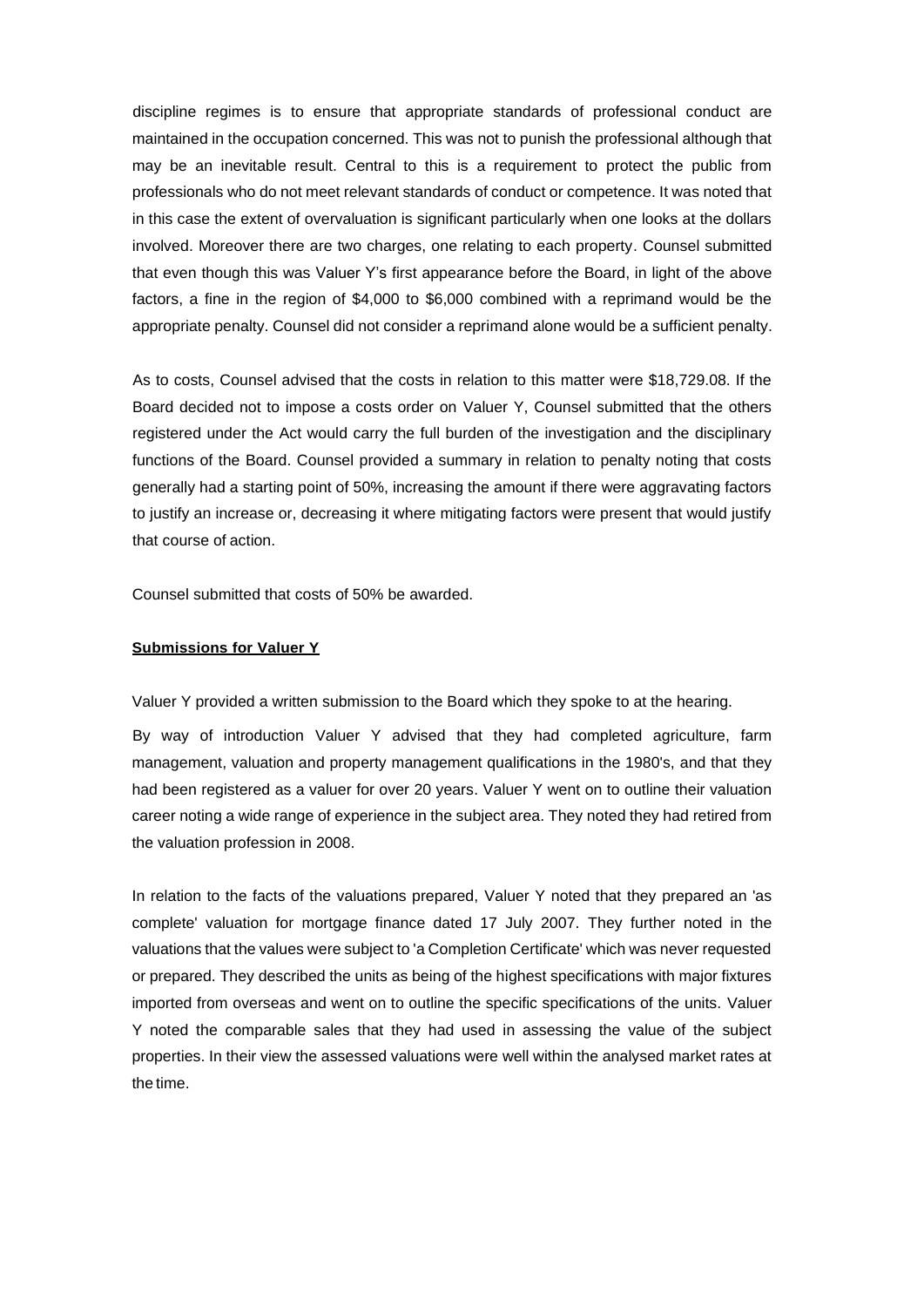discipline regimes is to ensure that appropriate standards of professional conduct are maintained in the occupation concerned. This was not to punish the professional although that may be an inevitable result. Central to this is a requirement to protect the public from professionals who do not meet relevant standards of conduct or competence. It was noted that in this case the extent of overvaluation is significant particularly when one looks at the dollars involved. Moreover there are two charges, one relating to each property. Counsel submitted that even though this was Valuer Y's first appearance before the Board, in light of the above factors, a fine in the region of $4,000 to $6,000 combined with a reprimand would be the appropriate penalty. Counsel did not consider a reprimand alone would be a sufficient penalty.

As to costs, Counsel advised that the costs in relation to this matter were $18,729.08. If the Board decided not to impose a costs order on Valuer Y, Counsel submitted that the others registered under the Act would carry the full burden of the investigation and the disciplinary functions of the Board. Counsel provided a summary in relation to penalty noting that costs generally had a starting point of 50%, increasing the amount if there were aggravating factors to justify an increase or, decreasing it where mitigating factors were present that would justify that course of action.

Counsel submitted that costs of 50% be awarded.

**Submissions for Valuer Y**

Valuer Y provided a written submission to the Board which they spoke to at the hearing.

By way of introduction Valuer Y advised that they had completed agriculture, farm management, valuation and property management qualifications in the 1980's, and that they had been registered as a valuer for over 20 years. Valuer Y went on to outline their valuation career noting a wide range of experience in the subject area. They noted they had retired from the valuation profession in 2008.

In relation to the facts of the valuations prepared, Valuer Y noted that they prepared an 'as complete' valuation for mortgage finance dated 17 July 2007. They further noted in the valuations that the values were subject to 'a Completion Certificate' which was never requested or prepared. They described the units as being of the highest specifications with major fixtures imported from overseas and went on to outline the specific specifications of the units. Valuer Y noted the comparable sales that they had used in assessing the value of the subject properties. In their view the assessed valuations were well within the analysed market rates at the time.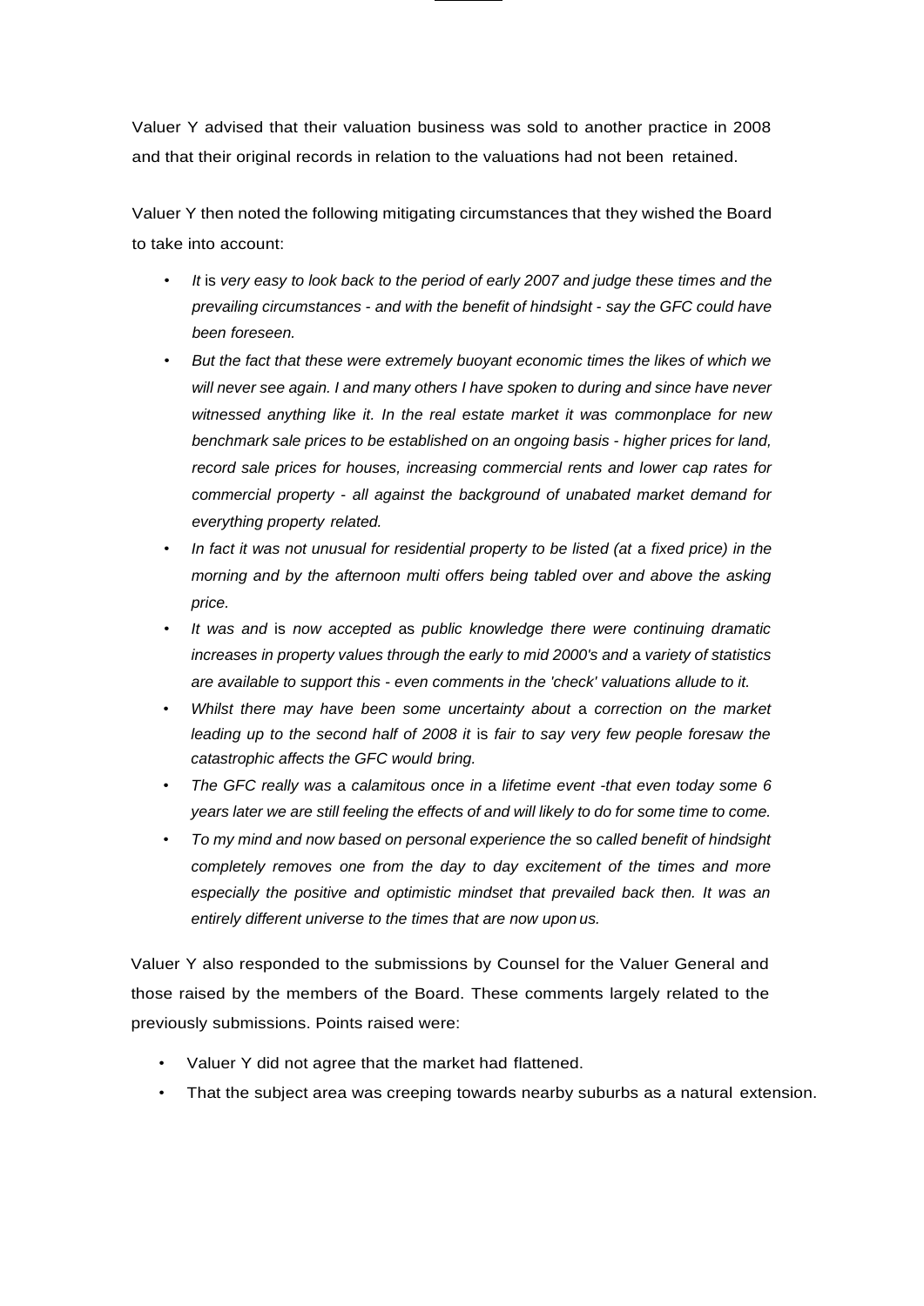Valuer Y advised that their valuation business was sold to another practice in 2008 and that their original records in relation to the valuations had not been retained.

Valuer Y then noted the following mitigating circumstances that they wished the Board to take into account:

- *It is very easy to look back to the period of early 2007 and judge these times and the prevailing circumstances - and with the benefit of hindsight - say the GFC could have been foreseen.*
- *But the fact that these were extremely buoyant economic times the likes of which we will never see again. I and many others I have spoken to during and since have never witnessed anything like it. In the real estate market it was commonplace for new benchmark sale prices to be established on an ongoing basis - higher prices for land, record sale prices for houses, increasing commercial rents and lower cap rates for commercial property - all against the background of unabated market demand for everything property related.*
- *In fact it was not unusual for residential property to be listed (at a fixed price) in the morning and by the afternoon multi offers being tabled over and above the asking price.*
- *It was and is now accepted as public knowledge there were continuing dramatic increases in property values through the early to mid 2000's and a variety of statistics are available to support this - even comments in the 'check' valuations allude to it.*
- *Whilst there may have been some uncertainty about a correction on the market leading up to the second half of 2008 it is fair to say very few people foresaw the catastrophic affects the GFC would bring.*
- *The GFC really was a calamitous once in a lifetime event -that even today some 6 years later we are still feeling the effects of and will likely to do for some time to come.*
- *To my mind and now based on personal experience the so called benefit of hindsight completely removes one from the day to day excitement of the times and more especially the positive and optimistic mindset that prevailed back then. It was an entirely different universe to the times that are now upon us.*

Valuer Y also responded to the submissions by Counsel for the Valuer General and those raised by the members of the Board. These comments largely related to the previously submissions. Points raised were:

- Valuer Y did not agree that the market had flattened.
- That the subject area was creeping towards nearby suburbs as a natural extension.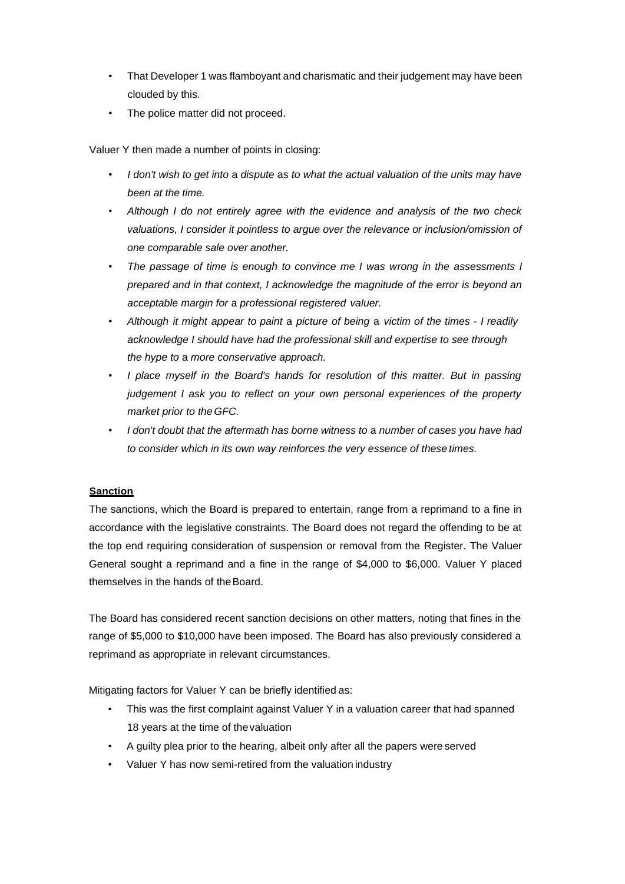- That Developer 1 was flamboyant and charismatic and their judgement may have been clouded by this.
- The police matter did not proceed.

Valuer Y then made a number of points in closing:

- *I don't wish to get into* a *dispute* as *to what the actual valuation of the units may have been at the time.*
- *Although I do not entirely agree with the evidence and analysis of the two check valuations, I consider it pointless to argue over the relevance or inclusion/omission of one comparable sale over another.*
- *The passage of time is enough to convince me I was wrong in the assessments I prepared and in that context, I acknowledge the magnitude of the error is beyond an acceptable margin for* a *professional registered valuer.*
- *Although it might appear to paint* a *picture of being* a *victim of the times - I readily acknowledge I should have had the professional skill and expertise to see through the hype to* a *more conservative approach.*
- *I place myself in the Board's hands for resolution of this matter. But in passing judgement I ask you to reflect on your own personal experiences of the property market prior to the GFC.*
- *I don't doubt that the aftermath has borne witness to* a *number of cases you have had to consider which in its own way reinforces the very essence of these times.*

**Sanction**

The sanctions, which the Board is prepared to entertain, range from a reprimand to a fine in accordance with the legislative constraints. The Board does not regard the offending to be at the top end requiring consideration of suspension or removal from the Register. The Valuer General sought a reprimand and a fine in the range of $4,000 to $6,000. Valuer Y placed themselves in the hands of the Board.

The Board has considered recent sanction decisions on other matters, noting that fines in the range of $5,000 to $10,000 have been imposed. The Board has also previously considered a reprimand as appropriate in relevant circumstances.

Mitigating factors for Valuer Y can be briefly identified as:

- This was the first complaint against Valuer Y in a valuation career that had spanned 18 years at the time of the valuation
- A guilty plea prior to the hearing, albeit only after all the papers were served
- Valuer Y has now semi-retired from the valuation industry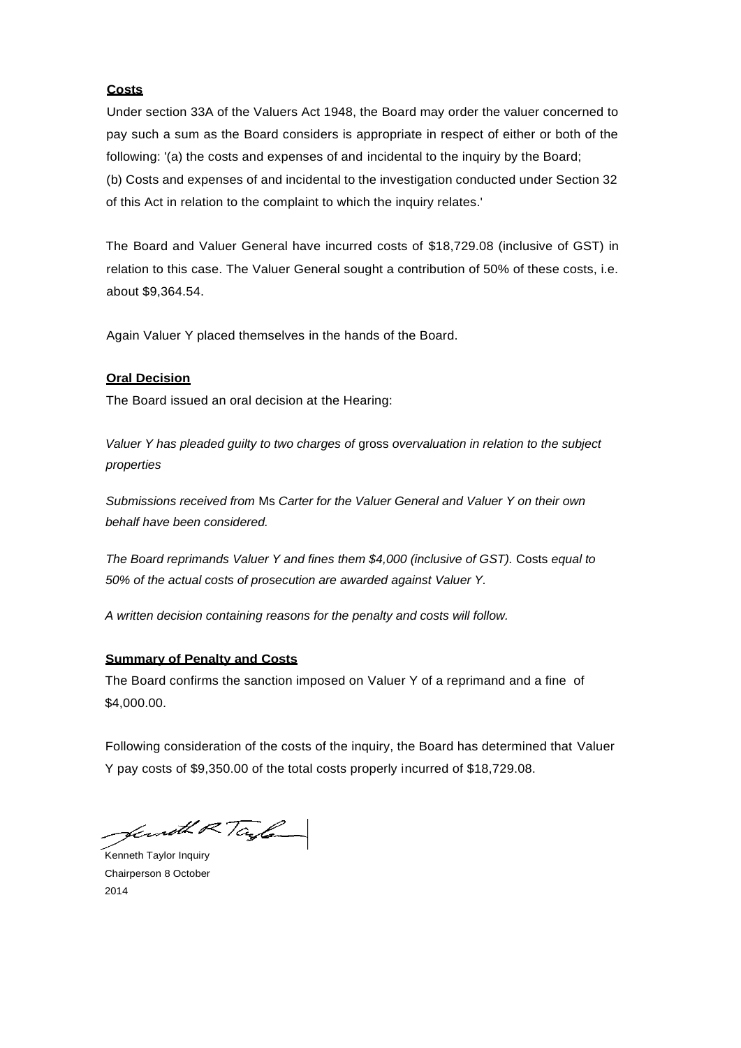**Costs**

Under section 33A of the Valuers Act 1948, the Board may order the valuer concerned to pay such a sum as the Board considers is appropriate in respect of either or both of the following: '(a) the costs and expenses of and incidental to the inquiry by the Board; (b) Costs and expenses of and incidental to the investigation conducted under Section 32 of this Act in relation to the complaint to which the inquiry relates.'

The Board and Valuer General have incurred costs of $18,729.08 (inclusive of GST) in relation to this case. The Valuer General sought a contribution of 50% of these costs, i.e. about $9,364.54.

Again Valuer Y placed themselves in the hands of the Board.

**Oral Decision**

The Board issued an oral decision at the Hearing:

*Valuer Y has pleaded guilty to two charges of* gross *overvaluation in relation to the subject properties*

*Submissions received from* Ms *Carter for the Valuer General and Valuer Y on their own behalf have been considered.*

*The Board reprimands Valuer Y and fines them $4,000 (inclusive of GST).* Costs *equal to 50% of the actual costs of prosecution are awarded against Valuer Y.*

*A written decision containing reasons for the penalty and costs will follow.*

**Summary of Penalty and Costs**

The Board confirms the sanction imposed on Valuer Y of a reprimand and a fine of $4,000.00.

Following consideration of the costs of the inquiry, the Board has determined that Valuer Y pay costs of $9,350.00 of the total costs properly incurred of $18,729.08.

Kenneth Taylor Inquiry Chairperson 8 October 2014